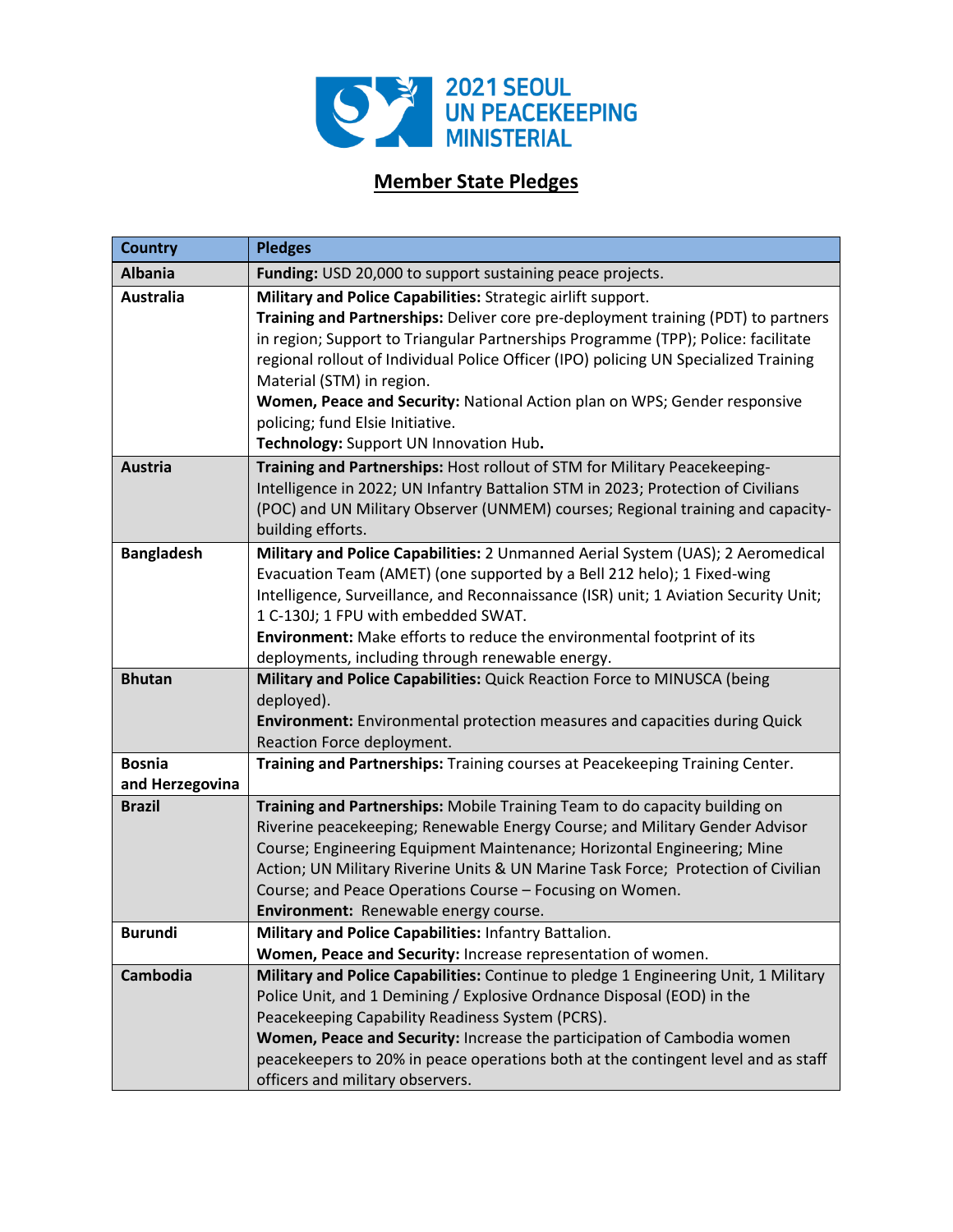2021 SEOUL UN PEACEKEEPING MINISTERIAL

# Member State Pledges

| Country | Pledges |
|---|---|
| **Albania** | **Funding:** USD 20,000 to support sustaining peace projects. |
| **Australia** | **Military and Police Capabilities:** Strategic airlift support.<br>**Training and Partnerships:** Deliver core pre-deployment training (PDT) to partners in region; Support to Triangular Partnerships Programme (TPP); Police: facilitate regional rollout of Individual Police Officer (IPO) policing UN Specialized Training Material (STM) in region.<br>**Women, Peace and Security:** National Action plan on WPS; Gender responsive policing; fund Elsie Initiative.<br>**Technology:** Support UN Innovation Hub**.** |
| **Austria** | **Training and Partnerships:** Host rollout of STM for Military Peacekeeping-Intelligence in 2022; UN Infantry Battalion STM in 2023; Protection of Civilians (POC) and UN Military Observer (UNMEM) courses; Regional training and capacity-building efforts. |
| **Bangladesh** | **Military and Police Capabilities:** 2 Unmanned Aerial System (UAS); 2 Aeromedical Evacuation Team (AMET) (one supported by a Bell 212 helo); 1 Fixed-wing Intelligence, Surveillance, and Reconnaissance (ISR) unit; 1 Aviation Security Unit; 1 C-130J; 1 FPU with embedded SWAT.<br>**Environment:** Make efforts to reduce the environmental footprint of its deployments, including through renewable energy. |
| **Bhutan** | **Military and Police Capabilities:** Quick Reaction Force to MINUSCA (being deployed).<br>**Environment:** Environmental protection measures and capacities during Quick Reaction Force deployment. |
| **Bosnia and Herzegovina** | **Training and Partnerships:** Training courses at Peacekeeping Training Center. |
| **Brazil** | **Training and Partnerships:** Mobile Training Team to do capacity building on Riverine peacekeeping; Renewable Energy Course; and Military Gender Advisor Course; Engineering Equipment Maintenance; Horizontal Engineering; Mine Action; UN Military Riverine Units & UN Marine Task Force; Protection of Civilian Course; and Peace Operations Course – Focusing on Women.<br>**Environment:** Renewable energy course. |
| **Burundi** | **Military and Police Capabilities:** Infantry Battalion.<br>**Women, Peace and Security:** Increase representation of women. |
| **Cambodia** | **Military and Police Capabilities:** Continue to pledge 1 Engineering Unit, 1 Military Police Unit, and 1 Demining / Explosive Ordnance Disposal (EOD) in the Peacekeeping Capability Readiness System (PCRS).<br>**Women, Peace and Security:** Increase the participation of Cambodia women peacekeepers to 20% in peace operations both at the contingent level and as staff officers and military observers. |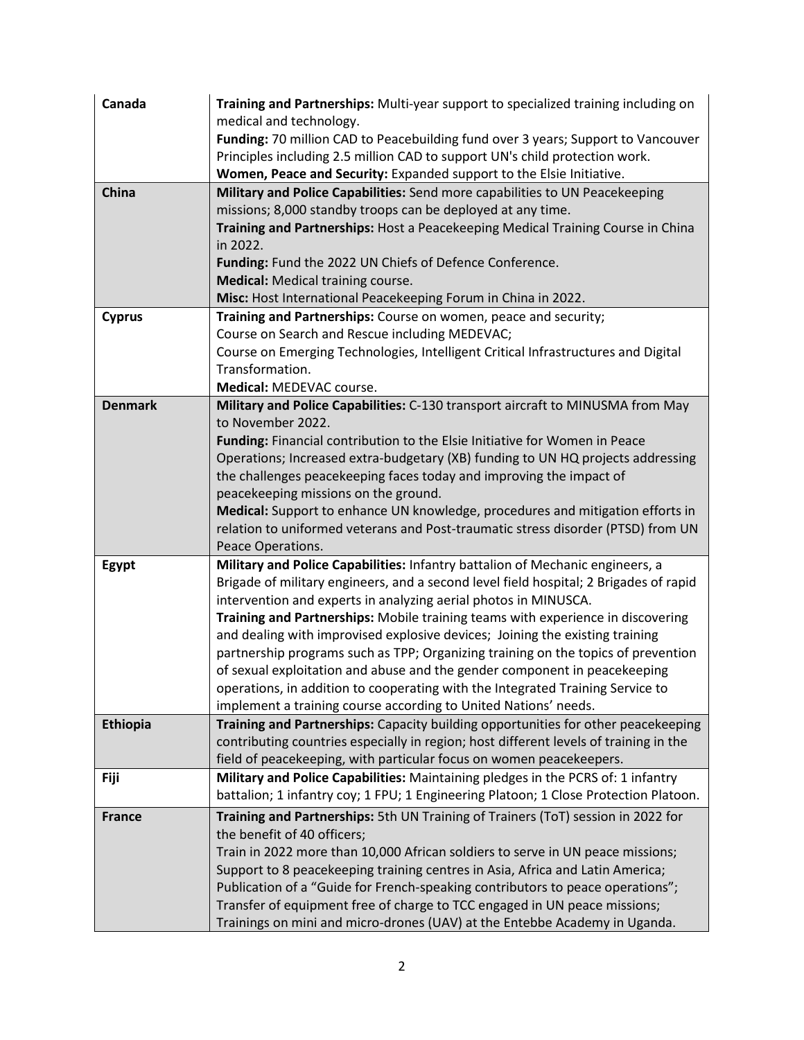| | |
|---|---|
| **Canada** | **Training and Partnerships:** Multi-year support to specialized training including on medical and technology.<br>**Funding:** 70 million CAD to Peacebuilding fund over 3 years; Support to Vancouver Principles including 2.5 million CAD to support UN's child protection work.<br>**Women, Peace and Security:** Expanded support to the Elsie Initiative. |
| **China** | **Military and Police Capabilities:** Send more capabilities to UN Peacekeeping missions; 8,000 standby troops can be deployed at any time.<br>**Training and Partnerships:** Host a Peacekeeping Medical Training Course in China in 2022.<br>**Funding:** Fund the 2022 UN Chiefs of Defence Conference.<br>**Medical:** Medical training course.<br>**Misc:** Host International Peacekeeping Forum in China in 2022. |
| **Cyprus** | **Training and Partnerships:** Course on women, peace and security;<br>Course on Search and Rescue including MEDEVAC;<br>Course on Emerging Technologies, Intelligent Critical Infrastructures and Digital Transformation.<br>**Medical:** MEDEVAC course. |
| **Denmark** | **Military and Police Capabilities:** C-130 transport aircraft to MINUSMA from May to November 2022.<br>**Funding:** Financial contribution to the Elsie Initiative for Women in Peace Operations; Increased extra-budgetary (XB) funding to UN HQ projects addressing the challenges peacekeeping faces today and improving the impact of peacekeeping missions on the ground.<br>**Medical:** Support to enhance UN knowledge, procedures and mitigation efforts in relation to uniformed veterans and Post-traumatic stress disorder (PTSD) from UN Peace Operations. |
| **Egypt** | **Military and Police Capabilities:** Infantry battalion of Mechanic engineers, a Brigade of military engineers, and a second level field hospital; 2 Brigades of rapid intervention and experts in analyzing aerial photos in MINUSCA.<br>**Training and Partnerships:** Mobile training teams with experience in discovering and dealing with improvised explosive devices; Joining the existing training partnership programs such as TPP; Organizing training on the topics of prevention of sexual exploitation and abuse and the gender component in peacekeeping operations, in addition to cooperating with the Integrated Training Service to implement a training course according to United Nations' needs. |
| **Ethiopia** | **Training and Partnerships:** Capacity building opportunities for other peacekeeping contributing countries especially in region; host different levels of training in the field of peacekeeping, with particular focus on women peacekeepers. |
| **Fiji** | **Military and Police Capabilities:** Maintaining pledges in the PCRS of: 1 infantry battalion; 1 infantry coy; 1 FPU; 1 Engineering Platoon; 1 Close Protection Platoon. |
| **France** | **Training and Partnerships:** 5th UN Training of Trainers (ToT) session in 2022 for the benefit of 40 officers;<br>Train in 2022 more than 10,000 African soldiers to serve in UN peace missions;<br>Support to 8 peacekeeping training centres in Asia, Africa and Latin America;<br>Publication of a "Guide for French-speaking contributors to peace operations";<br>Transfer of equipment free of charge to TCC engaged in UN peace missions;<br>Trainings on mini and micro-drones (UAV) at the Entebbe Academy in Uganda. |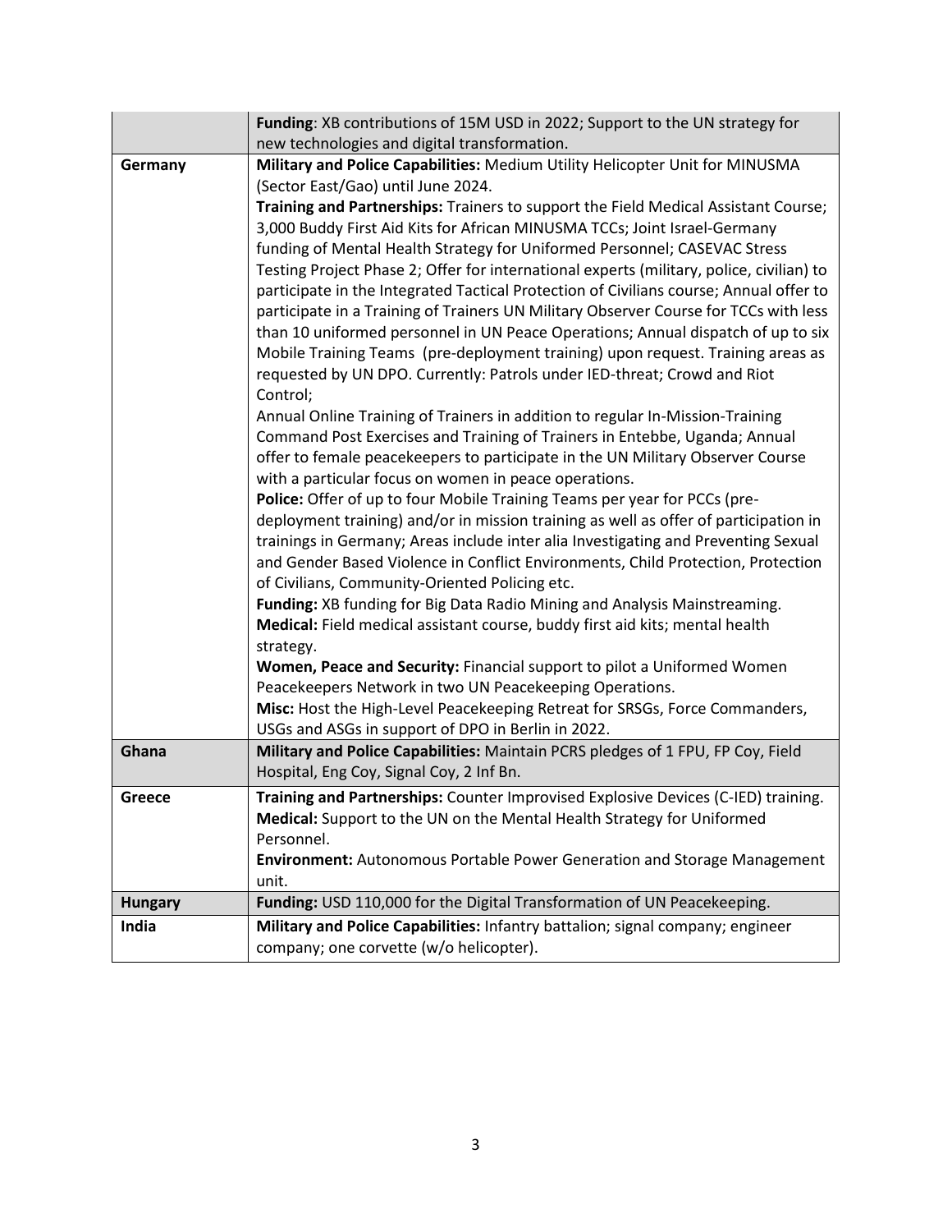| | |
|---|---|
| | **Funding**: XB contributions of 15M USD in 2022; Support to the UN strategy for new technologies and digital transformation. |
| **Germany** | **Military and Police Capabilities:** Medium Utility Helicopter Unit for MINUSMA (Sector East/Gao) until June 2024.<br>**Training and Partnerships:** Trainers to support the Field Medical Assistant Course; 3,000 Buddy First Aid Kits for African MINUSMA TCCs; Joint Israel-Germany funding of Mental Health Strategy for Uniformed Personnel; CASEVAC Stress Testing Project Phase 2; Offer for international experts (military, police, civilian) to participate in the Integrated Tactical Protection of Civilians course; Annual offer to participate in a Training of Trainers UN Military Observer Course for TCCs with less than 10 uniformed personnel in UN Peace Operations; Annual dispatch of up to six Mobile Training Teams (pre-deployment training) upon request. Training areas as requested by UN DPO. Currently: Patrols under IED-threat; Crowd and Riot Control;<br>Annual Online Training of Trainers in addition to regular In-Mission-Training Command Post Exercises and Training of Trainers in Entebbe, Uganda; Annual offer to female peacekeepers to participate in the UN Military Observer Course with a particular focus on women in peace operations.<br>**Police:** Offer of up to four Mobile Training Teams per year for PCCs (pre-deployment training) and/or in mission training as well as offer of participation in trainings in Germany; Areas include inter alia Investigating and Preventing Sexual and Gender Based Violence in Conflict Environments, Child Protection, Protection of Civilians, Community-Oriented Policing etc.<br>**Funding:** XB funding for Big Data Radio Mining and Analysis Mainstreaming.<br>**Medical:** Field medical assistant course, buddy first aid kits; mental health strategy.<br>**Women, Peace and Security:** Financial support to pilot a Uniformed Women Peacekeepers Network in two UN Peacekeeping Operations.<br>**Misc:** Host the High-Level Peacekeeping Retreat for SRSGs, Force Commanders, USGs and ASGs in support of DPO in Berlin in 2022. |
| **Ghana** | **Military and Police Capabilities:** Maintain PCRS pledges of 1 FPU, FP Coy, Field Hospital, Eng Coy, Signal Coy, 2 Inf Bn. |
| **Greece** | **Training and Partnerships:** Counter Improvised Explosive Devices (C-IED) training.<br>**Medical:** Support to the UN on the Mental Health Strategy for Uniformed Personnel.<br>**Environment:** Autonomous Portable Power Generation and Storage Management unit. |
| **Hungary** | **Funding:** USD 110,000 for the Digital Transformation of UN Peacekeeping. |
| **India** | **Military and Police Capabilities:** Infantry battalion; signal company; engineer company; one corvette (w/o helicopter). |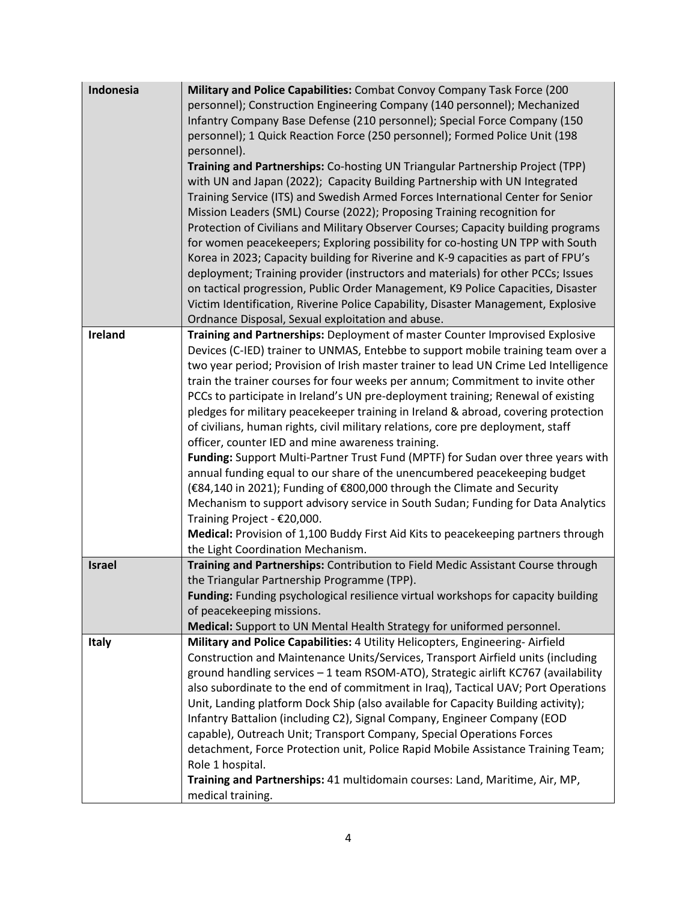| | |
|---|---|
| **Indonesia** | **Military and Police Capabilities:** Combat Convoy Company Task Force (200 personnel); Construction Engineering Company (140 personnel); Mechanized Infantry Company Base Defense (210 personnel); Special Force Company (150 personnel); 1 Quick Reaction Force (250 personnel); Formed Police Unit (198 personnel).<br>**Training and Partnerships:** Co-hosting UN Triangular Partnership Project (TPP) with UN and Japan (2022); Capacity Building Partnership with UN Integrated Training Service (ITS) and Swedish Armed Forces International Center for Senior Mission Leaders (SML) Course (2022); Proposing Training recognition for Protection of Civilians and Military Observer Courses; Capacity building programs for women peacekeepers; Exploring possibility for co-hosting UN TPP with South Korea in 2023; Capacity building for Riverine and K-9 capacities as part of FPU's deployment; Training provider (instructors and materials) for other PCCs; Issues on tactical progression, Public Order Management, K9 Police Capacities, Disaster Victim Identification, Riverine Police Capability, Disaster Management, Explosive Ordnance Disposal, Sexual exploitation and abuse. |
| **Ireland** | **Training and Partnerships:** Deployment of master Counter Improvised Explosive Devices (C-IED) trainer to UNMAS, Entebbe to support mobile training team over a two year period; Provision of Irish master trainer to lead UN Crime Led Intelligence train the trainer courses for four weeks per annum; Commitment to invite other PCCs to participate in Ireland's UN pre-deployment training; Renewal of existing pledges for military peacekeeper training in Ireland & abroad, covering protection of civilians, human rights, civil military relations, core pre deployment, staff officer, counter IED and mine awareness training.<br>**Funding:** Support Multi-Partner Trust Fund (MPTF) for Sudan over three years with annual funding equal to our share of the unencumbered peacekeeping budget (€84,140 in 2021); Funding of €800,000 through the Climate and Security Mechanism to support advisory service in South Sudan; Funding for Data Analytics Training Project - €20,000.<br>**Medical:** Provision of 1,100 Buddy First Aid Kits to peacekeeping partners through the Light Coordination Mechanism. |
| **Israel** | **Training and Partnerships:** Contribution to Field Medic Assistant Course through the Triangular Partnership Programme (TPP).<br>**Funding:** Funding psychological resilience virtual workshops for capacity building of peacekeeping missions.<br>**Medical:** Support to UN Mental Health Strategy for uniformed personnel. |
| **Italy** | **Military and Police Capabilities:** 4 Utility Helicopters, Engineering- Airfield Construction and Maintenance Units/Services, Transport Airfield units (including ground handling services – 1 team RSOM-ATO), Strategic airlift KC767 (availability also subordinate to the end of commitment in Iraq), Tactical UAV; Port Operations Unit, Landing platform Dock Ship (also available for Capacity Building activity); Infantry Battalion (including C2), Signal Company, Engineer Company (EOD capable), Outreach Unit; Transport Company, Special Operations Forces detachment, Force Protection unit, Police Rapid Mobile Assistance Training Team; Role 1 hospital.<br>**Training and Partnerships:** 41 multidomain courses: Land, Maritime, Air, MP, medical training. |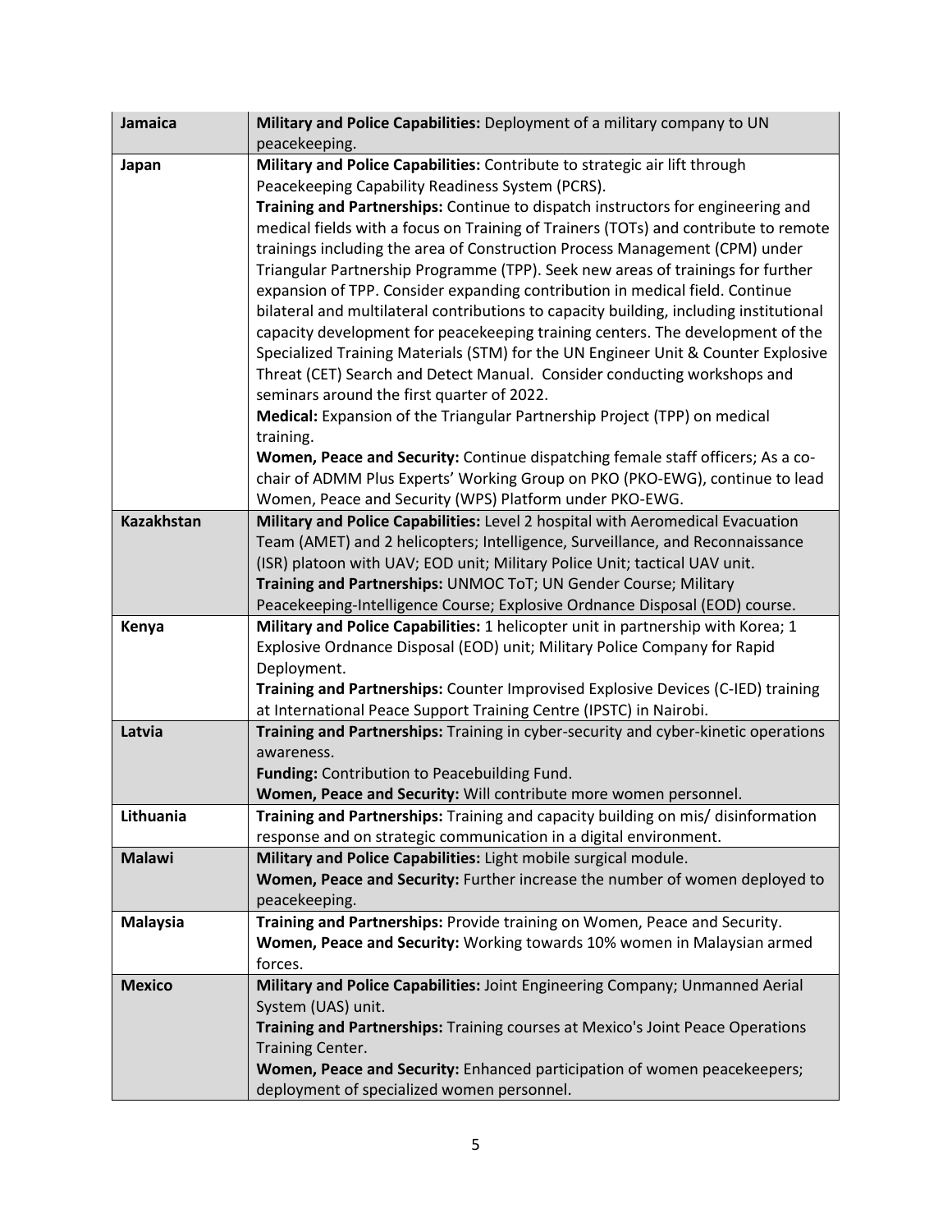| | |
|---|---|
| **Jamaica** | **Military and Police Capabilities:** Deployment of a military company to UN peacekeeping. |
| **Japan** | **Military and Police Capabilities:** Contribute to strategic air lift through Peacekeeping Capability Readiness System (PCRS).<br>**Training and Partnerships:** Continue to dispatch instructors for engineering and medical fields with a focus on Training of Trainers (TOTs) and contribute to remote trainings including the area of Construction Process Management (CPM) under Triangular Partnership Programme (TPP). Seek new areas of trainings for further expansion of TPP. Consider expanding contribution in medical field. Continue bilateral and multilateral contributions to capacity building, including institutional capacity development for peacekeeping training centers. The development of the Specialized Training Materials (STM) for the UN Engineer Unit & Counter Explosive Threat (CET) Search and Detect Manual. Consider conducting workshops and seminars around the first quarter of 2022.<br>**Medical:** Expansion of the Triangular Partnership Project (TPP) on medical training.<br>**Women, Peace and Security:** Continue dispatching female staff officers; As a co-chair of ADMM Plus Experts' Working Group on PKO (PKO-EWG), continue to lead Women, Peace and Security (WPS) Platform under PKO-EWG. |
| **Kazakhstan** | **Military and Police Capabilities:** Level 2 hospital with Aeromedical Evacuation Team (AMET) and 2 helicopters; Intelligence, Surveillance, and Reconnaissance (ISR) platoon with UAV; EOD unit; Military Police Unit; tactical UAV unit.<br>**Training and Partnerships:** UNMOC ToT; UN Gender Course; Military Peacekeeping-Intelligence Course; Explosive Ordnance Disposal (EOD) course. |
| **Kenya** | **Military and Police Capabilities:** 1 helicopter unit in partnership with Korea; 1 Explosive Ordnance Disposal (EOD) unit; Military Police Company for Rapid Deployment.<br>**Training and Partnerships:** Counter Improvised Explosive Devices (C-IED) training at International Peace Support Training Centre (IPSTC) in Nairobi. |
| **Latvia** | **Training and Partnerships:** Training in cyber-security and cyber-kinetic operations awareness.<br>**Funding:** Contribution to Peacebuilding Fund.<br>**Women, Peace and Security:** Will contribute more women personnel. |
| **Lithuania** | **Training and Partnerships:** Training and capacity building on mis/ disinformation response and on strategic communication in a digital environment. |
| **Malawi** | **Military and Police Capabilities:** Light mobile surgical module.<br>**Women, Peace and Security:** Further increase the number of women deployed to peacekeeping. |
| **Malaysia** | **Training and Partnerships:** Provide training on Women, Peace and Security.<br>**Women, Peace and Security:** Working towards 10% women in Malaysian armed forces. |
| **Mexico** | **Military and Police Capabilities:** Joint Engineering Company; Unmanned Aerial System (UAS) unit.<br>**Training and Partnerships:** Training courses at Mexico's Joint Peace Operations Training Center.<br>**Women, Peace and Security:** Enhanced participation of women peacekeepers; deployment of specialized women personnel. |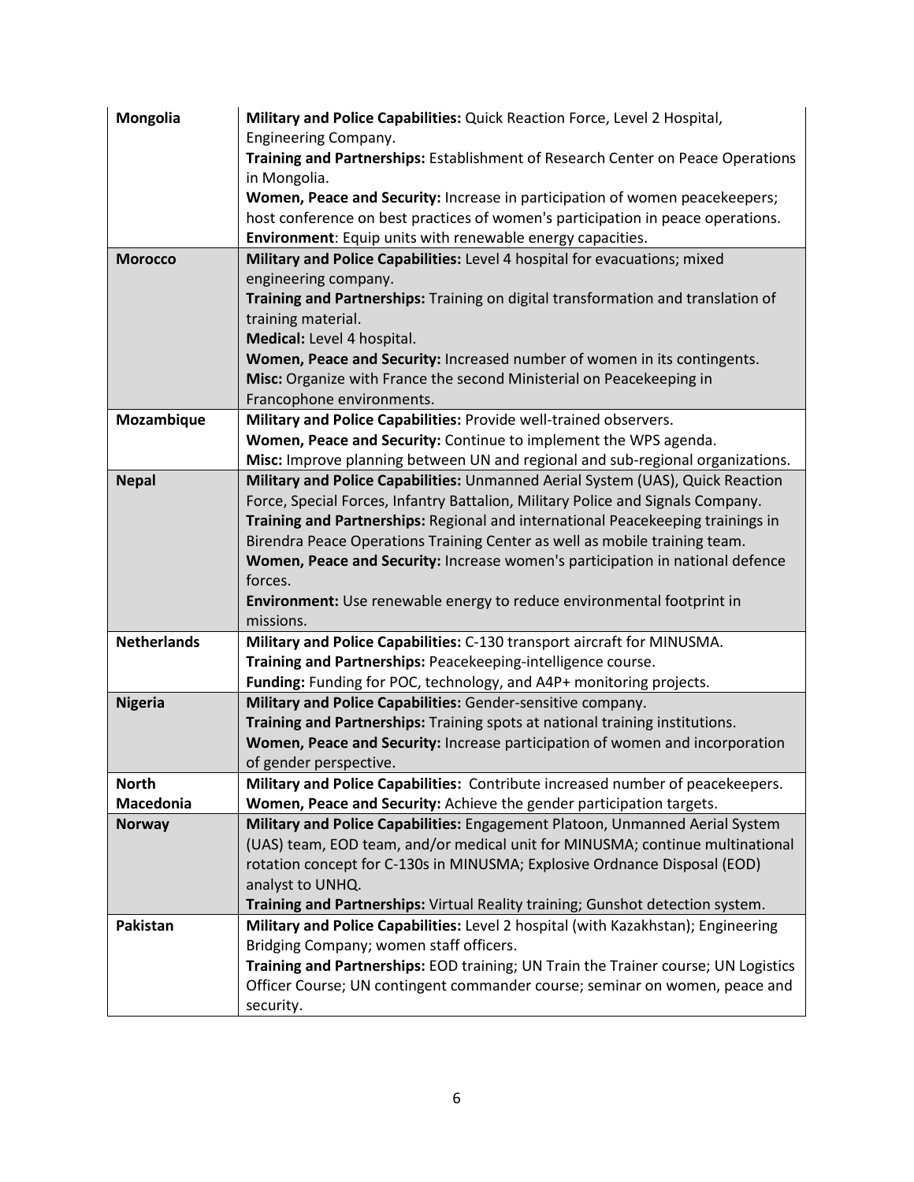| | |
|---|---|
| **Mongolia** | **Military and Police Capabilities:** Quick Reaction Force, Level 2 Hospital, Engineering Company.<br>**Training and Partnerships:** Establishment of Research Center on Peace Operations in Mongolia.<br>**Women, Peace and Security:** Increase in participation of women peacekeepers; host conference on best practices of women's participation in peace operations.<br>**Environment**: Equip units with renewable energy capacities. |
| **Morocco** | **Military and Police Capabilities:** Level 4 hospital for evacuations; mixed engineering company.<br>**Training and Partnerships:** Training on digital transformation and translation of training material.<br>**Medical:** Level 4 hospital.<br>**Women, Peace and Security:** Increased number of women in its contingents.<br>**Misc:** Organize with France the second Ministerial on Peacekeeping in Francophone environments. |
| **Mozambique** | **Military and Police Capabilities:** Provide well-trained observers.<br>**Women, Peace and Security:** Continue to implement the WPS agenda.<br>**Misc:** Improve planning between UN and regional and sub-regional organizations. |
| **Nepal** | **Military and Police Capabilities:** Unmanned Aerial System (UAS), Quick Reaction Force, Special Forces, Infantry Battalion, Military Police and Signals Company.<br>**Training and Partnerships:** Regional and international Peacekeeping trainings in Birendra Peace Operations Training Center as well as mobile training team.<br>**Women, Peace and Security:** Increase women's participation in national defence forces.<br>**Environment:** Use renewable energy to reduce environmental footprint in missions. |
| **Netherlands** | **Military and Police Capabilities:** C-130 transport aircraft for MINUSMA.<br>**Training and Partnerships:** Peacekeeping-intelligence course.<br>**Funding:** Funding for POC, technology, and A4P+ monitoring projects. |
| **Nigeria** | **Military and Police Capabilities:** Gender-sensitive company.<br>**Training and Partnerships:** Training spots at national training institutions.<br>**Women, Peace and Security:** Increase participation of women and incorporation of gender perspective. |
| **North Macedonia** | **Military and Police Capabilities:** Contribute increased number of peacekeepers.<br>**Women, Peace and Security:** Achieve the gender participation targets. |
| **Norway** | **Military and Police Capabilities:** Engagement Platoon, Unmanned Aerial System (UAS) team, EOD team, and/or medical unit for MINUSMA; continue multinational rotation concept for C-130s in MINUSMA; Explosive Ordnance Disposal (EOD) analyst to UNHQ.<br>**Training and Partnerships:** Virtual Reality training; Gunshot detection system. |
| **Pakistan** | **Military and Police Capabilities:** Level 2 hospital (with Kazakhstan); Engineering Bridging Company; women staff officers.<br>**Training and Partnerships:** EOD training; UN Train the Trainer course; UN Logistics Officer Course; UN contingent commander course; seminar on women, peace and security. |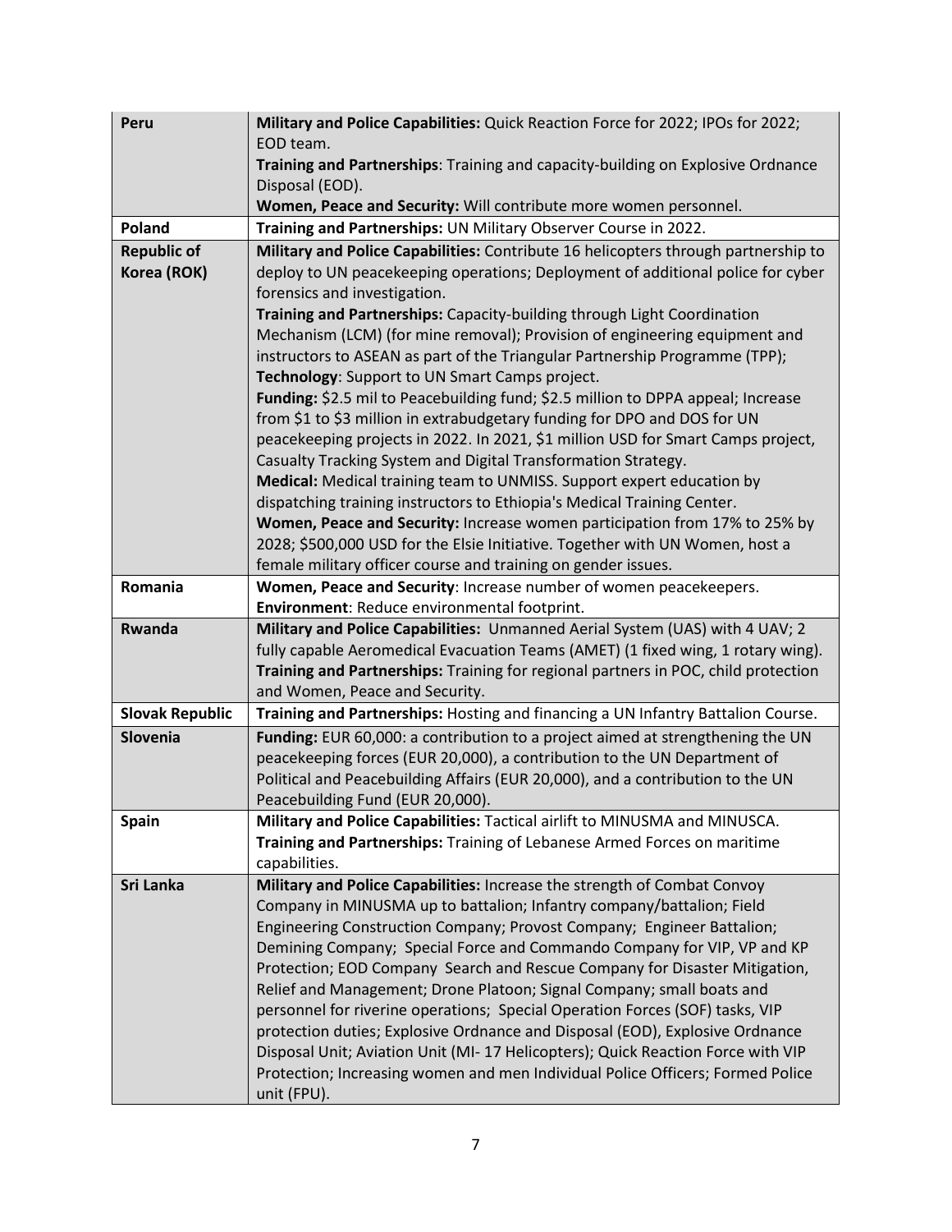| | |
|---|---|
| **Peru** | **Military and Police Capabilities:** Quick Reaction Force for 2022; IPOs for 2022; EOD team.<br>**Training and Partnerships**: Training and capacity-building on Explosive Ordnance Disposal (EOD).<br>**Women, Peace and Security:** Will contribute more women personnel. |
| **Poland** | **Training and Partnerships:** UN Military Observer Course in 2022. |
| **Republic of Korea (ROK)** | **Military and Police Capabilities:** Contribute 16 helicopters through partnership to deploy to UN peacekeeping operations; Deployment of additional police for cyber forensics and investigation.<br>**Training and Partnerships:** Capacity-building through Light Coordination Mechanism (LCM) (for mine removal); Provision of engineering equipment and instructors to ASEAN as part of the Triangular Partnership Programme (TPP);<br>**Technology**: Support to UN Smart Camps project.<br>**Funding:** $2.5 mil to Peacebuilding fund; $2.5 million to DPPA appeal; Increase from $1 to $3 million in extrabudgetary funding for DPO and DOS for UN peacekeeping projects in 2022. In 2021, $1 million USD for Smart Camps project, Casualty Tracking System and Digital Transformation Strategy.<br>**Medical:** Medical training team to UNMISS. Support expert education by dispatching training instructors to Ethiopia's Medical Training Center.<br>**Women, Peace and Security:** Increase women participation from 17% to 25% by 2028; $500,000 USD for the Elsie Initiative. Together with UN Women, host a female military officer course and training on gender issues. |
| **Romania** | **Women, Peace and Security**: Increase number of women peacekeepers.<br>**Environment**: Reduce environmental footprint. |
| **Rwanda** | **Military and Police Capabilities:** Unmanned Aerial System (UAS) with 4 UAV; 2 fully capable Aeromedical Evacuation Teams (AMET) (1 fixed wing, 1 rotary wing).<br>**Training and Partnerships:** Training for regional partners in POC, child protection and Women, Peace and Security. |
| **Slovak Republic** | **Training and Partnerships:** Hosting and financing a UN Infantry Battalion Course. |
| **Slovenia** | **Funding:** EUR 60,000: a contribution to a project aimed at strengthening the UN peacekeeping forces (EUR 20,000), a contribution to the UN Department of Political and Peacebuilding Affairs (EUR 20,000), and a contribution to the UN Peacebuilding Fund (EUR 20,000). |
| **Spain** | **Military and Police Capabilities:** Tactical airlift to MINUSMA and MINUSCA.<br>**Training and Partnerships:** Training of Lebanese Armed Forces on maritime capabilities. |
| **Sri Lanka** | **Military and Police Capabilities:** Increase the strength of Combat Convoy Company in MINUSMA up to battalion; Infantry company/battalion; Field Engineering Construction Company; Provost Company; Engineer Battalion; Demining Company; Special Force and Commando Company for VIP, VP and KP Protection; EOD Company Search and Rescue Company for Disaster Mitigation, Relief and Management; Drone Platoon; Signal Company; small boats and personnel for riverine operations; Special Operation Forces (SOF) tasks, VIP protection duties; Explosive Ordnance and Disposal (EOD), Explosive Ordnance Disposal Unit; Aviation Unit (MI- 17 Helicopters); Quick Reaction Force with VIP Protection; Increasing women and men Individual Police Officers; Formed Police unit (FPU). |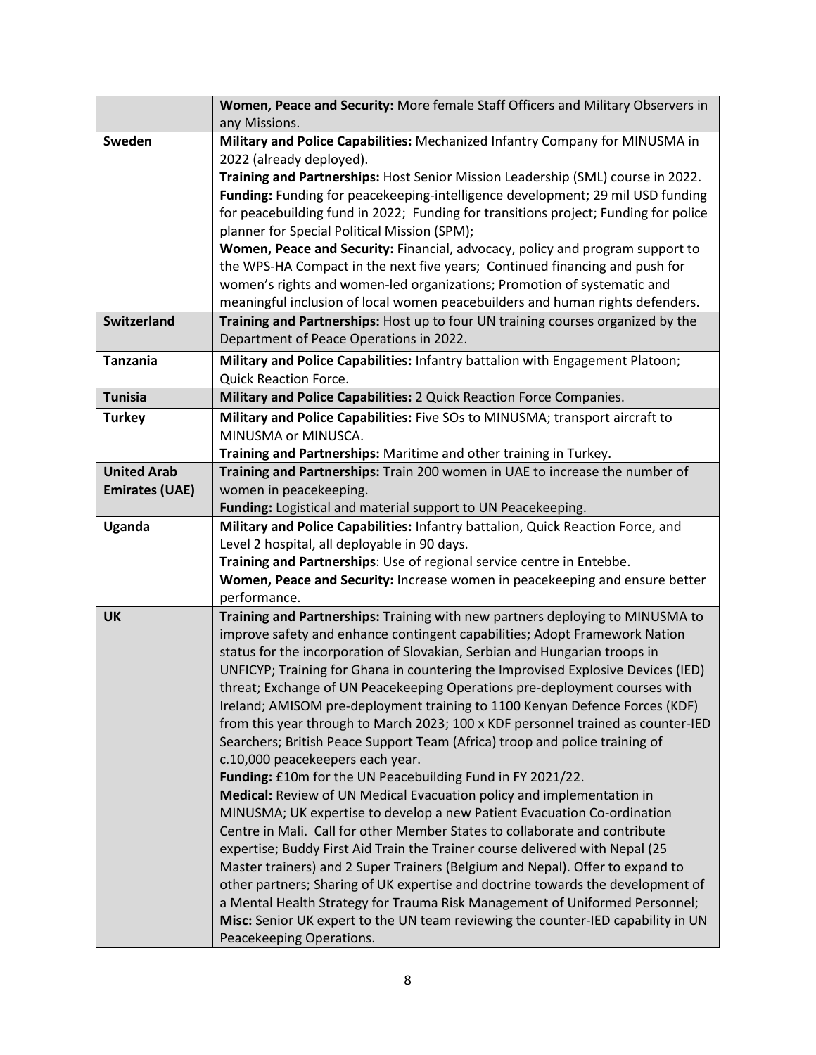| | |
|---|---|
| | **Women, Peace and Security:** More female Staff Officers and Military Observers in any Missions. |
| **Sweden** | **Military and Police Capabilities:** Mechanized Infantry Company for MINUSMA in 2022 (already deployed).<br>**Training and Partnerships:** Host Senior Mission Leadership (SML) course in 2022.<br>**Funding:** Funding for peacekeeping-intelligence development; 29 mil USD funding for peacebuilding fund in 2022; Funding for transitions project; Funding for police planner for Special Political Mission (SPM);<br>**Women, Peace and Security:** Financial, advocacy, policy and program support to the WPS-HA Compact in the next five years; Continued financing and push for women's rights and women-led organizations; Promotion of systematic and meaningful inclusion of local women peacebuilders and human rights defenders. |
| **Switzerland** | **Training and Partnerships:** Host up to four UN training courses organized by the Department of Peace Operations in 2022. |
| **Tanzania** | **Military and Police Capabilities:** Infantry battalion with Engagement Platoon; Quick Reaction Force. |
| **Tunisia** | **Military and Police Capabilities:** 2 Quick Reaction Force Companies. |
| **Turkey** | **Military and Police Capabilities:** Five SOs to MINUSMA; transport aircraft to MINUSMA or MINUSCA.<br>**Training and Partnerships:** Maritime and other training in Turkey. |
| **United Arab Emirates (UAE)** | **Training and Partnerships:** Train 200 women in UAE to increase the number of women in peacekeeping.<br>**Funding:** Logistical and material support to UN Peacekeeping. |
| **Uganda** | **Military and Police Capabilities:** Infantry battalion, Quick Reaction Force, and Level 2 hospital, all deployable in 90 days.<br>**Training and Partnerships**: Use of regional service centre in Entebbe.<br>**Women, Peace and Security:** Increase women in peacekeeping and ensure better performance. |
| **UK** | **Training and Partnerships:** Training with new partners deploying to MINUSMA to improve safety and enhance contingent capabilities; Adopt Framework Nation status for the incorporation of Slovakian, Serbian and Hungarian troops in UNFICYP; Training for Ghana in countering the Improvised Explosive Devices (IED) threat; Exchange of UN Peacekeeping Operations pre-deployment courses with Ireland; AMISOM pre-deployment training to 1100 Kenyan Defence Forces (KDF) from this year through to March 2023; 100 x KDF personnel trained as counter-IED Searchers; British Peace Support Team (Africa) troop and police training of c.10,000 peacekeepers each year.<br>**Funding:** £10m for the UN Peacebuilding Fund in FY 2021/22.<br>**Medical:** Review of UN Medical Evacuation policy and implementation in MINUSMA; UK expertise to develop a new Patient Evacuation Co-ordination Centre in Mali. Call for other Member States to collaborate and contribute expertise; Buddy First Aid Train the Trainer course delivered with Nepal (25 Master trainers) and 2 Super Trainers (Belgium and Nepal). Offer to expand to other partners; Sharing of UK expertise and doctrine towards the development of a Mental Health Strategy for Trauma Risk Management of Uniformed Personnel;<br>**Misc:** Senior UK expert to the UN team reviewing the counter-IED capability in UN Peacekeeping Operations. |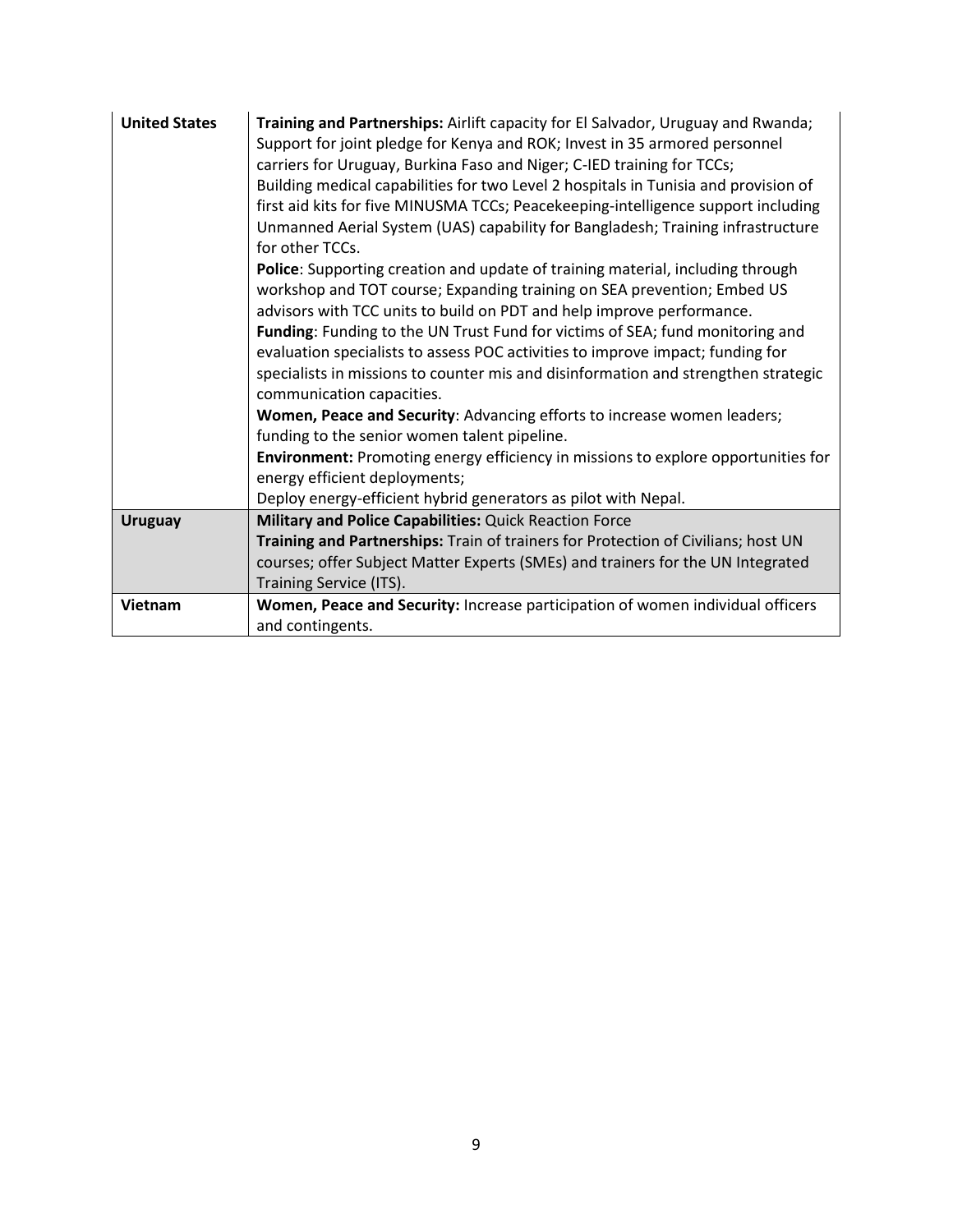| | |
|---|---|
| **United States** | **Training and Partnerships:** Airlift capacity for El Salvador, Uruguay and Rwanda; Support for joint pledge for Kenya and ROK; Invest in 35 armored personnel carriers for Uruguay, Burkina Faso and Niger; C-IED training for TCCs;<br>Building medical capabilities for two Level 2 hospitals in Tunisia and provision of first aid kits for five MINUSMA TCCs; Peacekeeping-intelligence support including Unmanned Aerial System (UAS) capability for Bangladesh; Training infrastructure for other TCCs.<br>**Police**: Supporting creation and update of training material, including through workshop and TOT course; Expanding training on SEA prevention; Embed US advisors with TCC units to build on PDT and help improve performance.<br>**Funding**: Funding to the UN Trust Fund for victims of SEA; fund monitoring and evaluation specialists to assess POC activities to improve impact; funding for specialists in missions to counter mis and disinformation and strengthen strategic communication capacities.<br>**Women, Peace and Security**: Advancing efforts to increase women leaders; funding to the senior women talent pipeline.<br>**Environment:** Promoting energy efficiency in missions to explore opportunities for energy efficient deployments;<br>Deploy energy-efficient hybrid generators as pilot with Nepal. |
| **Uruguay** | **Military and Police Capabilities:** Quick Reaction Force<br>**Training and Partnerships:** Train of trainers for Protection of Civilians; host UN courses; offer Subject Matter Experts (SMEs) and trainers for the UN Integrated Training Service (ITS). |
| **Vietnam** | **Women, Peace and Security:** Increase participation of women individual officers and contingents. |